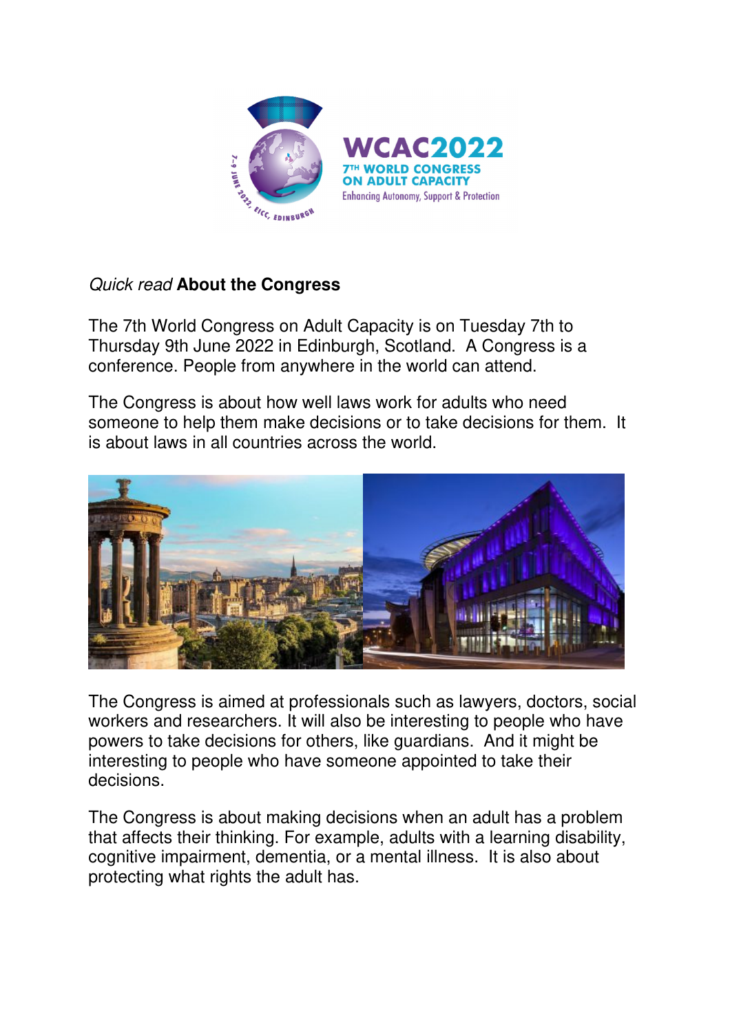*Quick read* **About the Congress**

The 7th World Congress on Adult Capacity is on Tuesday 7th to Thursday 9th June 2022 in Edinburgh, Scotland. A Congress is a conference. People from anywhere in the world can attend.

The Congress is about how well laws work for adults who need someone to help them make decisions or to take decisions for them. It is about laws in all countries across the world.

The Congress is aimed at professionals such as lawyers, doctors, social workers and researchers. It will also be interesting to people who have powers to take decisions for others, like guardians. And it might be interesting to people who have someone appointed to take their decisions.

The Congress is about making decisions when an adult has a problem that affects their thinking. For example, adults with a learning disability, cognitive impairment, dementia, or a mental illness. It is also about protecting what rights the adult has.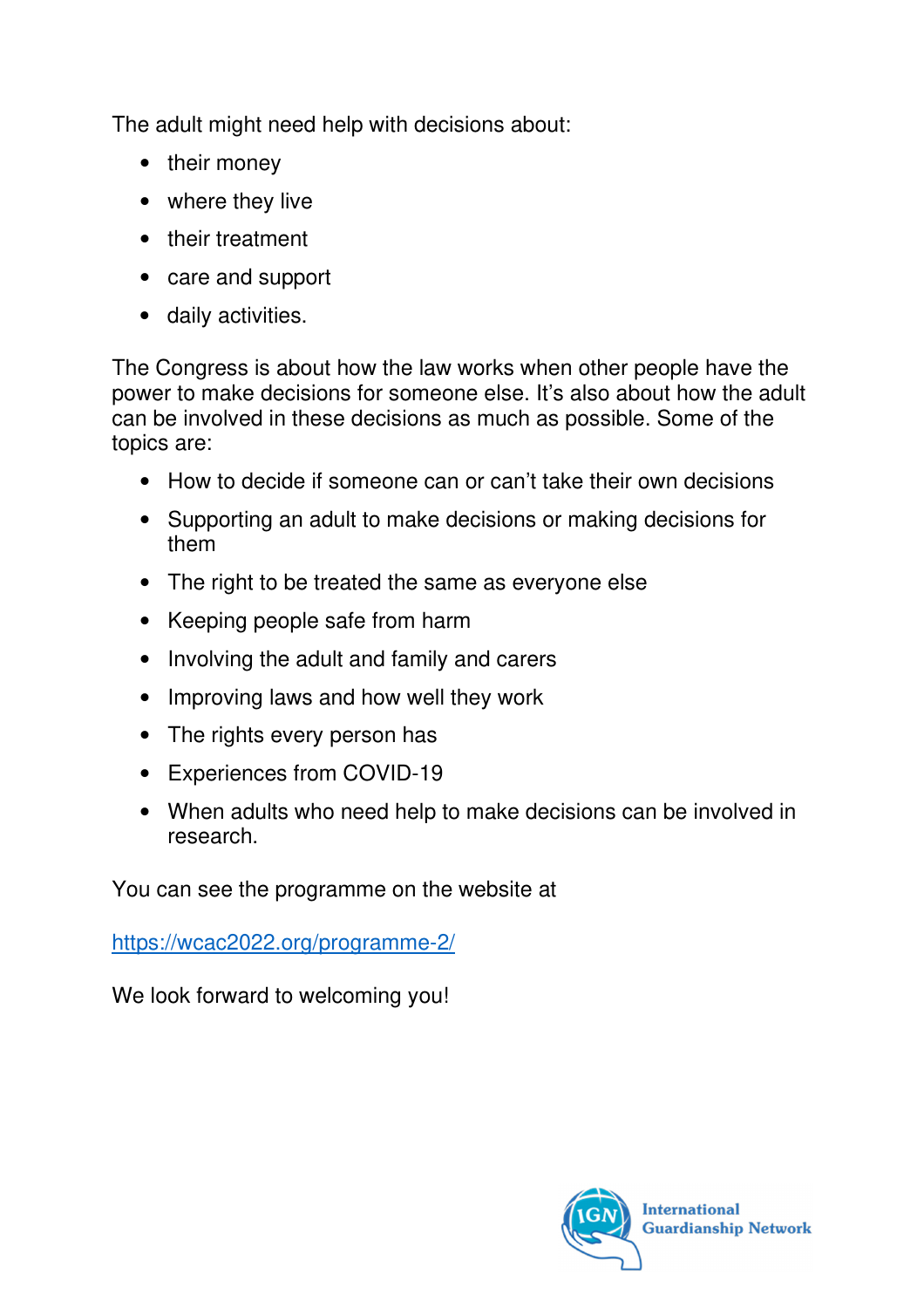The adult might need help with decisions about:

- their money
- where they live
- their treatment
- care and support
- daily activities.

The Congress is about how the law works when other people have the power to make decisions for someone else. It's also about how the adult can be involved in these decisions as much as possible. Some of the topics are:

- How to decide if someone can or can't take their own decisions
- Supporting an adult to make decisions or making decisions for them
- The right to be treated the same as everyone else
- Keeping people safe from harm
- Involving the adult and family and carers
- Improving laws and how well they work
- The rights every person has
- Experiences from COVID-19
- When adults who need help to make decisions can be involved in research.

You can see the programme on the website at

[https://wcac2022.org/programme-2/](https://wcac2022.org/programme-2/)

We look forward to welcoming you!

International Guardianship Network